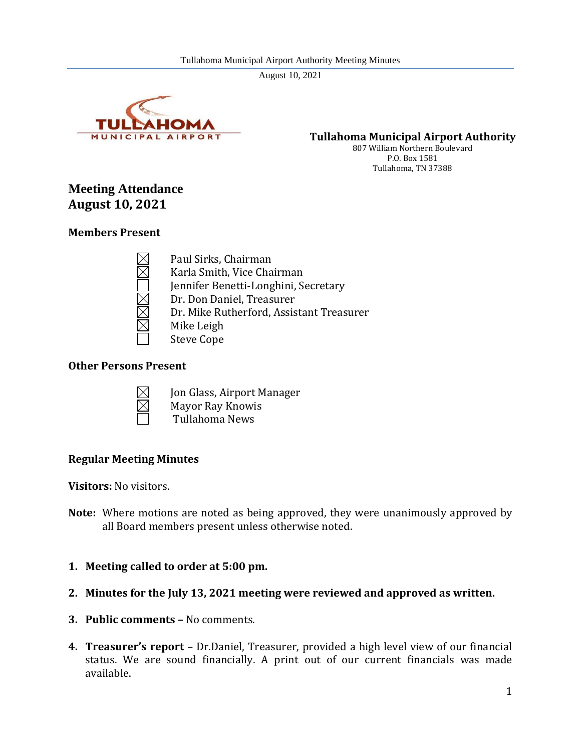**Tullahoma Municipal Airport Authority**
807 William Northern Boulevard
P.O. Box 1581
Tullahoma, TN 37388

## Meeting Attendance
## August 10, 2021

### Members Present

- ☒ Paul Sirks, Chairman
- ☒ Karla Smith, Vice Chairman
- ☐ Jennifer Benetti-Longhini, Secretary
- ☒ Dr. Don Daniel, Treasurer
- ☒ Dr. Mike Rutherford, Assistant Treasurer
- ☒ Mike Leigh
- ☐ Steve Cope

### Other Persons Present

- ☒ Jon Glass, Airport Manager
- ☒ Mayor Ray Knowis
- ☐ Tullahoma News

### Regular Meeting Minutes

**Visitors:** No visitors.

**Note:** Where motions are noted as being approved, they were unanimously approved by all Board members present unless otherwise noted.

1. **Meeting called to order at 5:00 pm.**
2. **Minutes for the July 13, 2021 meeting were reviewed and approved as written.**
3. **Public comments –** No comments.
4. **Treasurer's report** – Dr.Daniel, Treasurer, provided a high level view of our financial status. We are sound financially. A print out of our current financials was made available.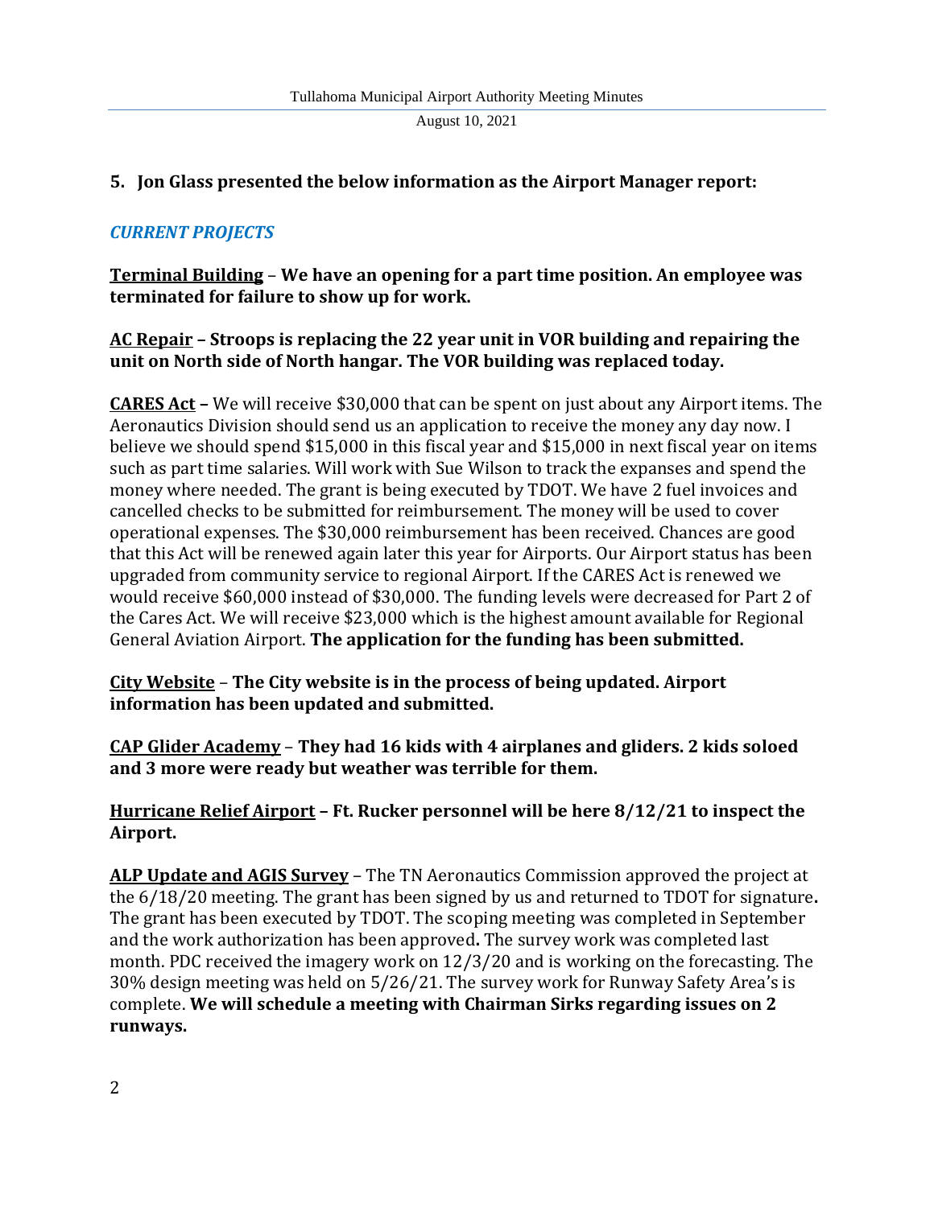**5. Jon Glass presented the below information as the Airport Manager report:**

***CURRENT PROJECTS***

**<u>Terminal Building</u> – We have an opening for a part time position. An employee was terminated for failure to show up for work.**

**<u>AC Repair</u> – Stroops is replacing the 22 year unit in VOR building and repairing the unit on North side of North hangar. The VOR building was replaced today.**

**<u>CARES Act</u> –** We will receive $30,000 that can be spent on just about any Airport items. The Aeronautics Division should send us an application to receive the money any day now. I believe we should spend $15,000 in this fiscal year and $15,000 in next fiscal year on items such as part time salaries. Will work with Sue Wilson to track the expanses and spend the money where needed. The grant is being executed by TDOT. We have 2 fuel invoices and cancelled checks to be submitted for reimbursement. The money will be used to cover operational expenses. The $30,000 reimbursement has been received. Chances are good that this Act will be renewed again later this year for Airports. Our Airport status has been upgraded from community service to regional Airport. If the CARES Act is renewed we would receive $60,000 instead of $30,000. The funding levels were decreased for Part 2 of the Cares Act. We will receive $23,000 which is the highest amount available for Regional General Aviation Airport. **The application for the funding has been submitted.**

**<u>City Website</u> – The City website is in the process of being updated. Airport information has been updated and submitted.**

**<u>CAP Glider Academy</u> – They had 16 kids with 4 airplanes and gliders. 2 kids soloed and 3 more were ready but weather was terrible for them.**

**<u>Hurricane Relief Airport</u> – Ft. Rucker personnel will be here 8/12/21 to inspect the Airport.**

**<u>ALP Update and AGIS Survey</u>** – The TN Aeronautics Commission approved the project at the 6/18/20 meeting. The grant has been signed by us and returned to TDOT for signature**.** The grant has been executed by TDOT. The scoping meeting was completed in September and the work authorization has been approved**.** The survey work was completed last month. PDC received the imagery work on 12/3/20 and is working on the forecasting. The 30% design meeting was held on 5/26/21. The survey work for Runway Safety Area's is complete. **We will schedule a meeting with Chairman Sirks regarding issues on 2 runways.**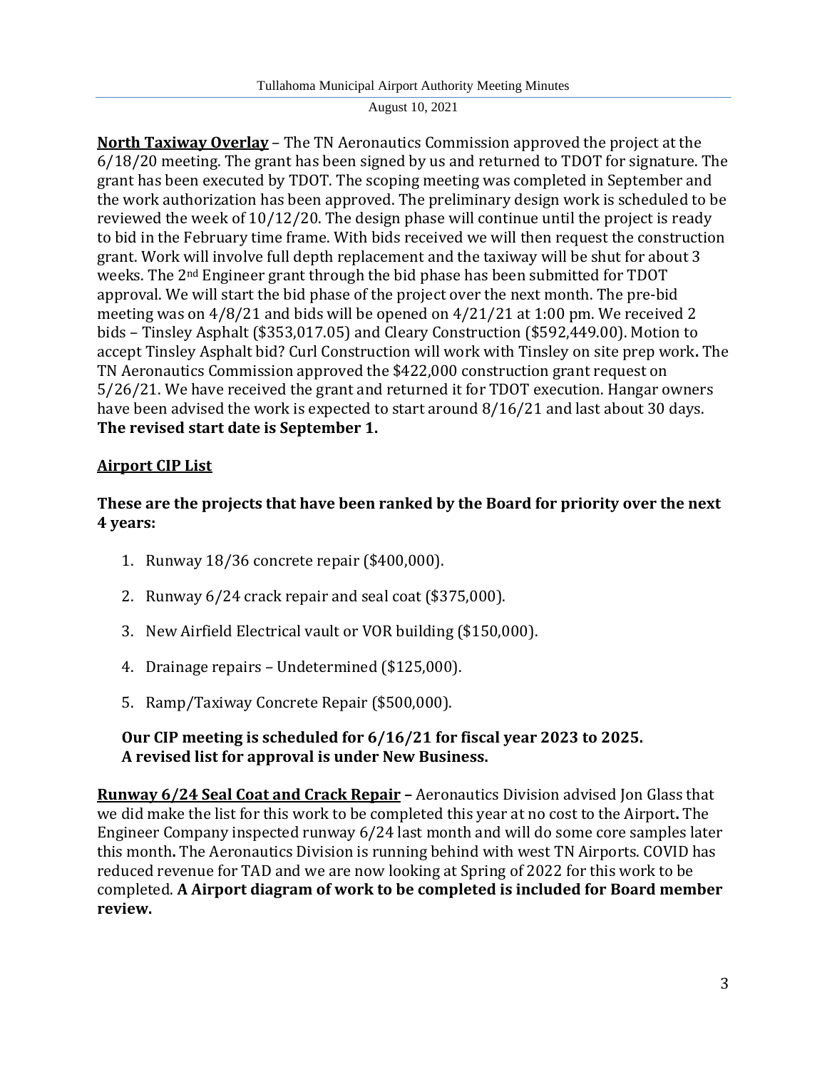**North Taxiway Overlay** – The TN Aeronautics Commission approved the project at the 6/18/20 meeting. The grant has been signed by us and returned to TDOT for signature. The grant has been executed by TDOT. The scoping meeting was completed in September and the work authorization has been approved. The preliminary design work is scheduled to be reviewed the week of 10/12/20. The design phase will continue until the project is ready to bid in the February time frame. With bids received we will then request the construction grant. Work will involve full depth replacement and the taxiway will be shut for about 3 weeks. The 2nd Engineer grant through the bid phase has been submitted for TDOT approval. We will start the bid phase of the project over the next month. The pre-bid meeting was on 4/8/21 and bids will be opened on 4/21/21 at 1:00 pm. We received 2 bids – Tinsley Asphalt ($353,017.05) and Cleary Construction ($592,449.00). Motion to accept Tinsley Asphalt bid? Curl Construction will work with Tinsley on site prep work**.** The TN Aeronautics Commission approved the $422,000 construction grant request on 5/26/21. We have received the grant and returned it for TDOT execution. Hangar owners have been advised the work is expected to start around 8/16/21 and last about 30 days. **The revised start date is September 1.**

**Airport CIP List**

**These are the projects that have been ranked by the Board for priority over the next 4 years:**

1. Runway 18/36 concrete repair ($400,000).
2. Runway 6/24 crack repair and seal coat ($375,000).
3. New Airfield Electrical vault or VOR building ($150,000).
4. Drainage repairs – Undetermined ($125,000).
5. Ramp/Taxiway Concrete Repair ($500,000).

**Our CIP meeting is scheduled for 6/16/21 for fiscal year 2023 to 2025.**
**A revised list for approval is under New Business.**

**Runway 6/24 Seal Coat and Crack Repair –** Aeronautics Division advised Jon Glass that we did make the list for this work to be completed this year at no cost to the Airport**.** The Engineer Company inspected runway 6/24 last month and will do some core samples later this month**.** The Aeronautics Division is running behind with west TN Airports. COVID has reduced revenue for TAD and we are now looking at Spring of 2022 for this work to be completed. **A Airport diagram of work to be completed is included for Board member review.**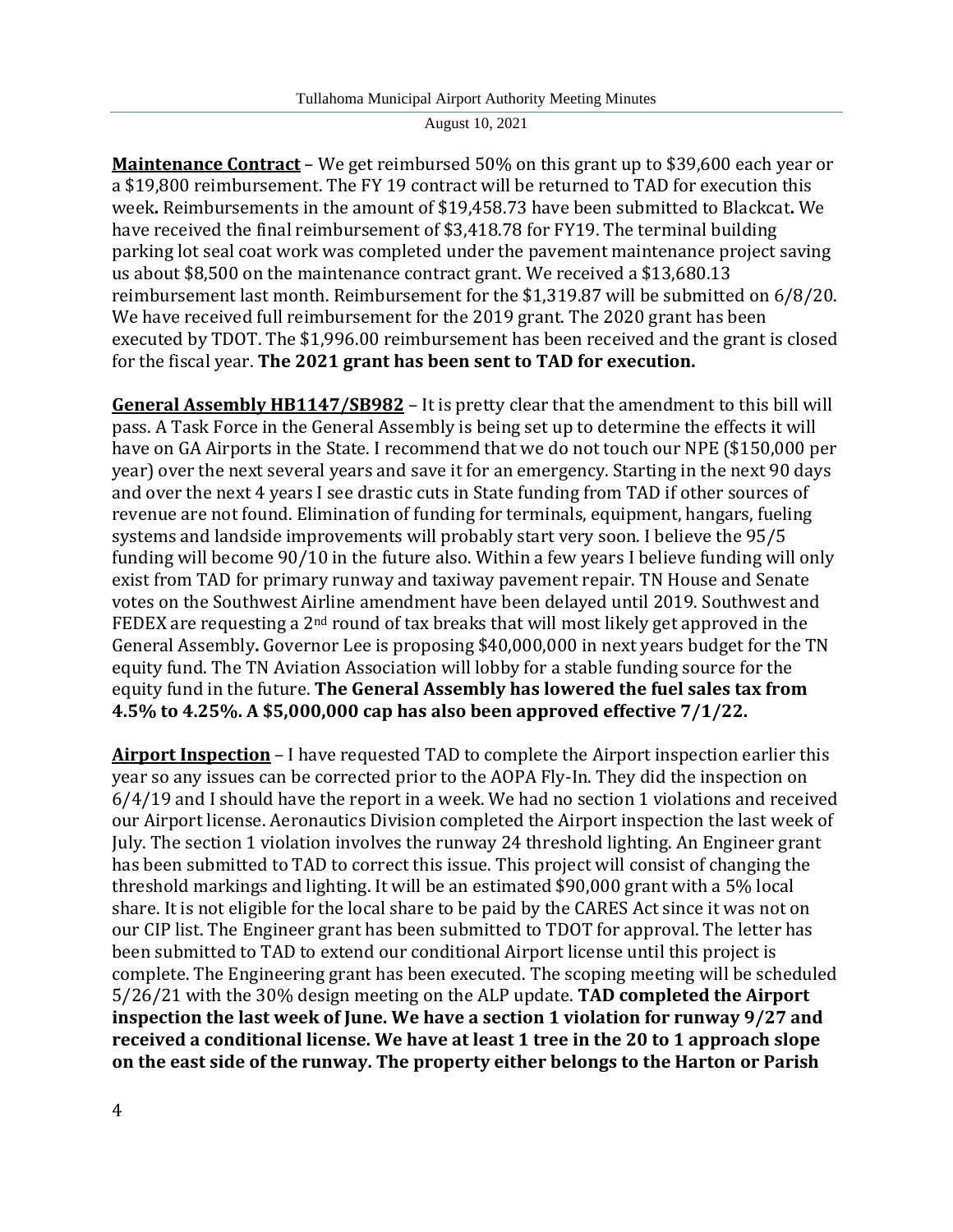**<u>Maintenance Contract</u>** – We get reimbursed 50% on this grant up to $39,600 each year or a $19,800 reimbursement. The FY 19 contract will be returned to TAD for execution this week**.** Reimbursements in the amount of $19,458.73 have been submitted to Blackcat**.** We have received the final reimbursement of $3,418.78 for FY19. The terminal building parking lot seal coat work was completed under the pavement maintenance project saving us about $8,500 on the maintenance contract grant. We received a $13,680.13 reimbursement last month. Reimbursement for the $1,319.87 will be submitted on 6/8/20. We have received full reimbursement for the 2019 grant. The 2020 grant has been executed by TDOT. The $1,996.00 reimbursement has been received and the grant is closed for the fiscal year. **The 2021 grant has been sent to TAD for execution.**

**<u>General Assembly HB1147/SB982</u>** – It is pretty clear that the amendment to this bill will pass. A Task Force in the General Assembly is being set up to determine the effects it will have on GA Airports in the State. I recommend that we do not touch our NPE ($150,000 per year) over the next several years and save it for an emergency. Starting in the next 90 days and over the next 4 years I see drastic cuts in State funding from TAD if other sources of revenue are not found. Elimination of funding for terminals, equipment, hangars, fueling systems and landside improvements will probably start very soon. I believe the 95/5 funding will become 90/10 in the future also. Within a few years I believe funding will only exist from TAD for primary runway and taxiway pavement repair. TN House and Senate votes on the Southwest Airline amendment have been delayed until 2019. Southwest and FEDEX are requesting a 2nd round of tax breaks that will most likely get approved in the General Assembly**.** Governor Lee is proposing $40,000,000 in next years budget for the TN equity fund. The TN Aviation Association will lobby for a stable funding source for the equity fund in the future. **The General Assembly has lowered the fuel sales tax from 4.5% to 4.25%. A $5,000,000 cap has also been approved effective 7/1/22.**

**<u>Airport Inspection</u>** – I have requested TAD to complete the Airport inspection earlier this year so any issues can be corrected prior to the AOPA Fly-In. They did the inspection on 6/4/19 and I should have the report in a week. We had no section 1 violations and received our Airport license. Aeronautics Division completed the Airport inspection the last week of July. The section 1 violation involves the runway 24 threshold lighting. An Engineer grant has been submitted to TAD to correct this issue. This project will consist of changing the threshold markings and lighting. It will be an estimated $90,000 grant with a 5% local share. It is not eligible for the local share to be paid by the CARES Act since it was not on our CIP list. The Engineer grant has been submitted to TDOT for approval. The letter has been submitted to TAD to extend our conditional Airport license until this project is complete. The Engineering grant has been executed. The scoping meeting will be scheduled 5/26/21 with the 30% design meeting on the ALP update. **TAD completed the Airport inspection the last week of June. We have a section 1 violation for runway 9/27 and received a conditional license. We have at least 1 tree in the 20 to 1 approach slope on the east side of the runway. The property either belongs to the Harton or Parish**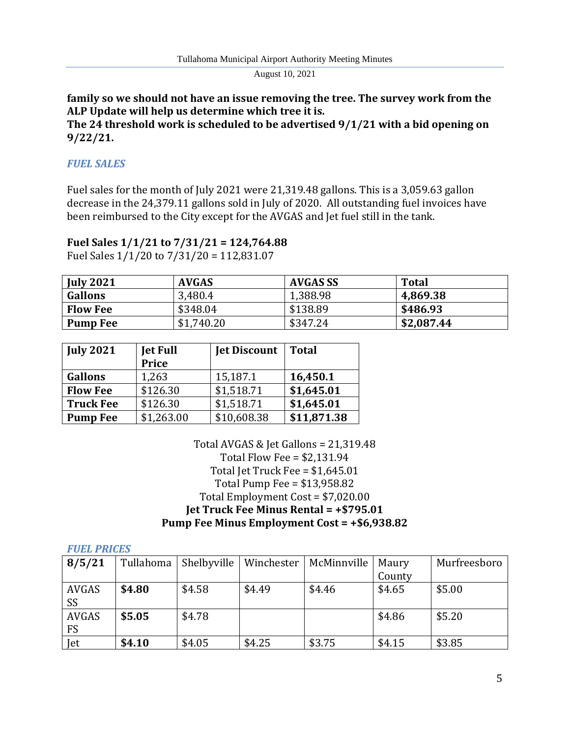**family so we should not have an issue removing the tree. The survey work from the ALP Update will help us determine which tree it is.**
**The 24 threshold work is scheduled to be advertised 9/1/21 with a bid opening on 9/22/21.**

### *FUEL SALES*

Fuel sales for the month of July 2021 were 21,319.48 gallons. This is a 3,059.63 gallon decrease in the 24,379.11 gallons sold in July of 2020. All outstanding fuel invoices have been reimbursed to the City except for the AVGAS and Jet fuel still in the tank.

**Fuel Sales 1/1/21 to 7/31/21 = 124,764.88**
Fuel Sales 1/1/20 to 7/31/20 = 112,831.07

| **July 2021** | **AVGAS** | **AVGAS SS** | **Total** |
|---|---|---|---|
| **Gallons** | 3,480.4 | 1,388.98 | **4,869.38** |
| **Flow Fee** | $348.04 | $138.89 | **$486.93** |
| **Pump Fee** | $1,740.20 | $347.24 | **$2,087.44** |

| **July 2021** | **Jet Full Price** | **Jet Discount** | **Total** |
|---|---|---|---|
| **Gallons** | 1,263 | 15,187.1 | **16,450.1** |
| **Flow Fee** | $126.30 | $1,518.71 | **$1,645.01** |
| **Truck Fee** | $126.30 | $1,518.71 | **$1,645.01** |
| **Pump Fee** | $1,263.00 | $10,608.38 | **$11,871.38** |

Total AVGAS & Jet Gallons = 21,319.48
Total Flow Fee = $2,131.94
Total Jet Truck Fee = $1,645.01
Total Pump Fee = $13,958.82
Total Employment Cost = $7,020.00
**Jet Truck Fee Minus Rental = +$795.01**
**Pump Fee Minus Employment Cost = +$6,938.82**

### *FUEL PRICES*

| **8/5/21** | Tullahoma | Shelbyville | Winchester | McMinnville | Maury County | Murfreesboro |
|---|---|---|---|---|---|---|
| AVGAS SS | **$4.80** | $4.58 | $4.49 | $4.46 | $4.65 | $5.00 |
| AVGAS FS | **$5.05** | $4.78 | | | $4.86 | $5.20 |
| Jet | **$4.10** | $4.05 | $4.25 | $3.75 | $4.15 | $3.85 |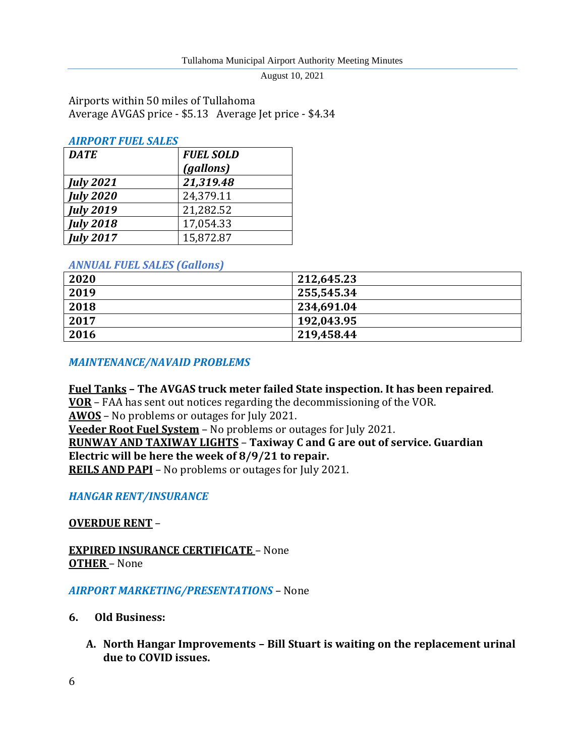Airports within 50 miles of Tullahoma
Average AVGAS price - $5.13   Average Jet price - $4.34

***AIRPORT FUEL SALES***

| ***DATE*** | ***FUEL SOLD (gallons)*** |
|---|---|
| ***July 2021*** | ***21,319.48*** |
| ***July 2020*** | 24,379.11 |
| ***July 2019*** | 21,282.52 |
| ***July 2018*** | 17,054.33 |
| ***July 2017*** | 15,872.87 |

***ANNUAL FUEL SALES (Gallons)***

| | |
|---|---|
| **2020** | **212,645.23** |
| **2019** | **255,545.34** |
| **2018** | **234,691.04** |
| **2017** | **192,043.95** |
| **2016** | **219,458.44** |

***MAINTENANCE/NAVAID PROBLEMS***

**Fuel Tanks – The AVGAS truck meter failed State inspection. It has been repaired**.
**VOR** – FAA has sent out notices regarding the decommissioning of the VOR.
**AWOS** – No problems or outages for July 2021.
**Veeder Root Fuel System** – No problems or outages for July 2021.
**RUNWAY AND TAXIWAY LIGHTS** – **Taxiway C and G are out of service. Guardian Electric will be here the week of 8/9/21 to repair.**
**REILS AND PAPI** – No problems or outages for July 2021.

***HANGAR RENT/INSURANCE***

**OVERDUE RENT** –

**EXPIRED INSURANCE CERTIFICATE** – None
**OTHER** – None

***AIRPORT MARKETING/PRESENTATIONS*** – None

**6. Old Business:**

**A. North Hangar Improvements – Bill Stuart is waiting on the replacement urinal due to COVID issues.**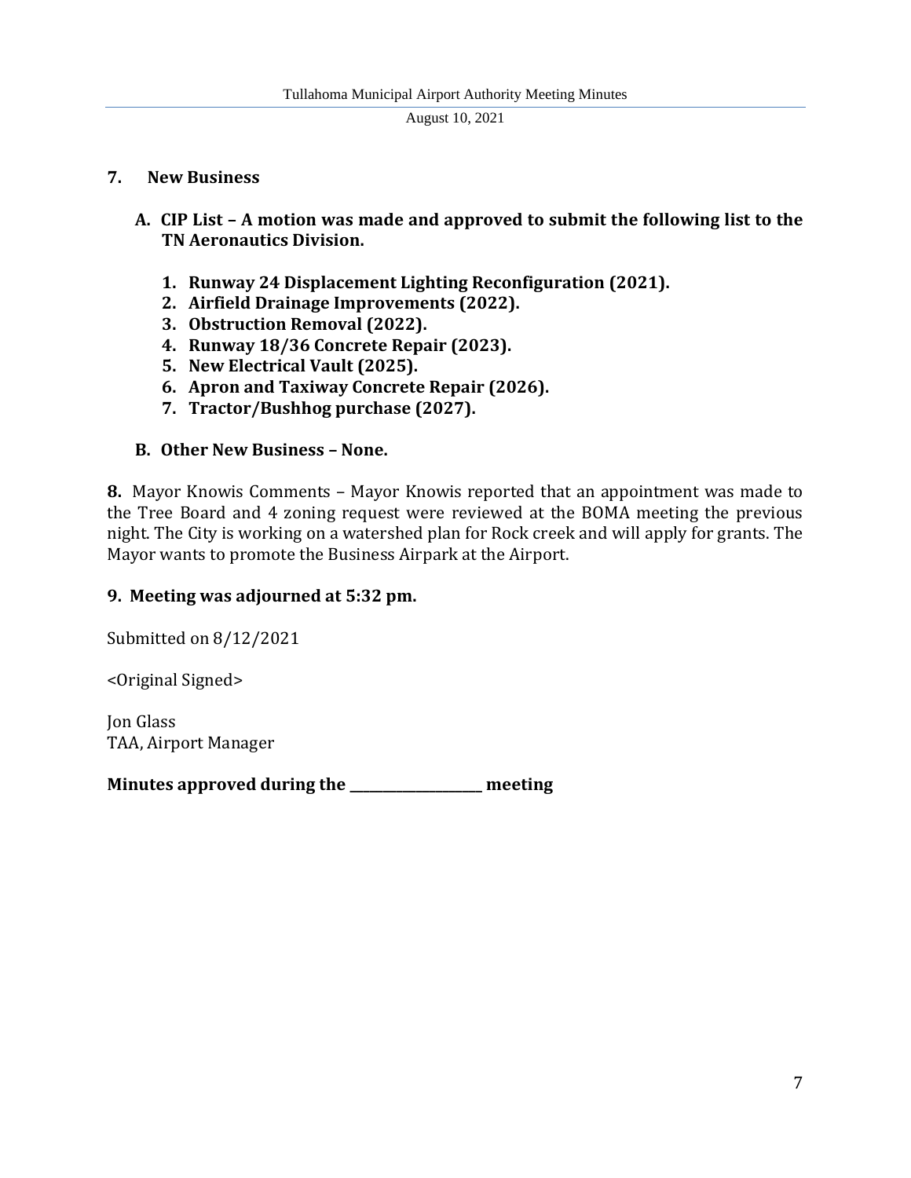## 7. New Business

**A. CIP List – A motion was made and approved to submit the following list to the TN Aeronautics Division.**

1. **Runway 24 Displacement Lighting Reconfiguration (2021).**
2. **Airfield Drainage Improvements (2022).**
3. **Obstruction Removal (2022).**
4. **Runway 18/36 Concrete Repair (2023).**
5. **New Electrical Vault (2025).**
6. **Apron and Taxiway Concrete Repair (2026).**
7. **Tractor/Bushhog purchase (2027).**

**B. Other New Business – None.**

**8.** Mayor Knowis Comments – Mayor Knowis reported that an appointment was made to the Tree Board and 4 zoning request were reviewed at the BOMA meeting the previous night. The City is working on a watershed plan for Rock creek and will apply for grants. The Mayor wants to promote the Business Airpark at the Airport.

**9. Meeting was adjourned at 5:32 pm.**

Submitted on 8/12/2021

<Original Signed>

Jon Glass
TAA, Airport Manager

**Minutes approved during the ____________________ meeting**